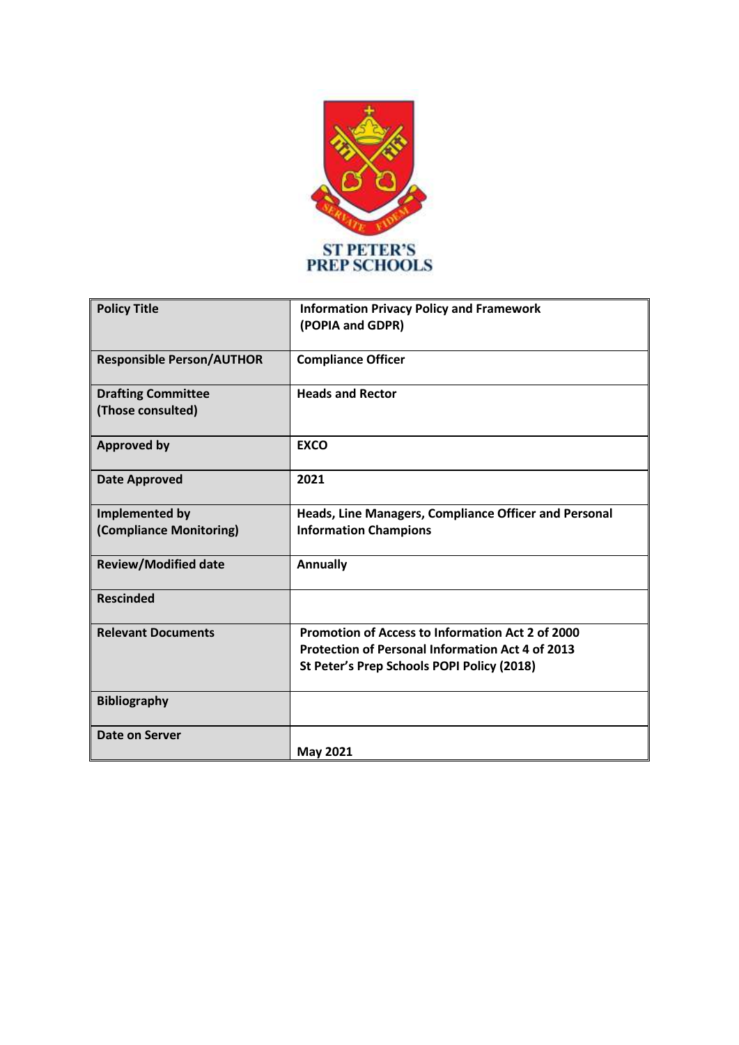ST PETER'S
PREP SCHOOLS

| Policy Title | Information Privacy Policy and Framework (POPIA and GDPR) |
|---|---|
| Responsible Person/AUTHOR | Compliance Officer |
| Drafting Committee (Those consulted) | Heads and Rector |
| Approved by | EXCO |
| Date Approved | 2021 |
| Implemented by (Compliance Monitoring) | Heads, Line Managers, Compliance Officer and Personal Information Champions |
| Review/Modified date | Annually |
| Rescinded | |
| Relevant Documents | Promotion of Access to Information Act 2 of 2000<br>Protection of Personal Information Act 4 of 2013<br>St Peter's Prep Schools POPI Policy (2018) |
| Bibliography | |
| Date on Server | May 2021 |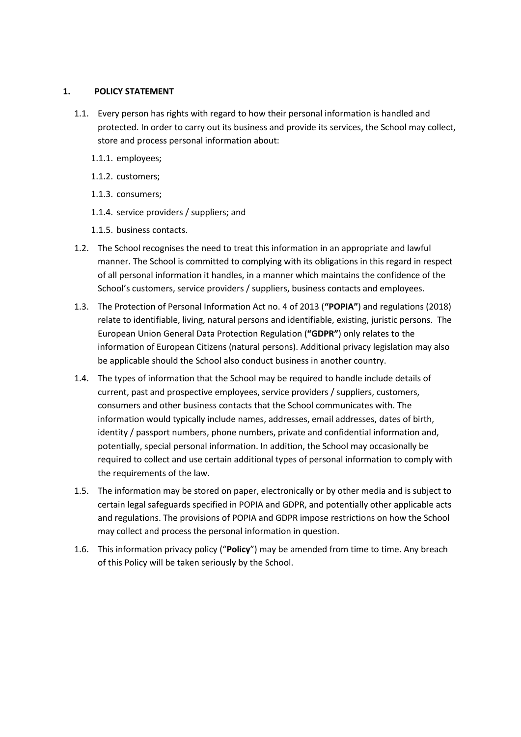## 1. POLICY STATEMENT

1.1. Every person has rights with regard to how their personal information is handled and protected. In order to carry out its business and provide its services, the School may collect, store and process personal information about:

1.1.1. employees;

1.1.2. customers;

1.1.3. consumers;

1.1.4. service providers / suppliers; and

1.1.5. business contacts.

1.2. The School recognises the need to treat this information in an appropriate and lawful manner. The School is committed to complying with its obligations in this regard in respect of all personal information it handles, in a manner which maintains the confidence of the School's customers, service providers / suppliers, business contacts and employees.

1.3. The Protection of Personal Information Act no. 4 of 2013 (**"POPIA"**) and regulations (2018) relate to identifiable, living, natural persons and identifiable, existing, juristic persons. The European Union General Data Protection Regulation (**"GDPR"**) only relates to the information of European Citizens (natural persons). Additional privacy legislation may also be applicable should the School also conduct business in another country.

1.4. The types of information that the School may be required to handle include details of current, past and prospective employees, service providers / suppliers, customers, consumers and other business contacts that the School communicates with. The information would typically include names, addresses, email addresses, dates of birth, identity / passport numbers, phone numbers, private and confidential information and, potentially, special personal information. In addition, the School may occasionally be required to collect and use certain additional types of personal information to comply with the requirements of the law.

1.5. The information may be stored on paper, electronically or by other media and is subject to certain legal safeguards specified in POPIA and GDPR, and potentially other applicable acts and regulations. The provisions of POPIA and GDPR impose restrictions on how the School may collect and process the personal information in question.

1.6. This information privacy policy ("**Policy**") may be amended from time to time. Any breach of this Policy will be taken seriously by the School.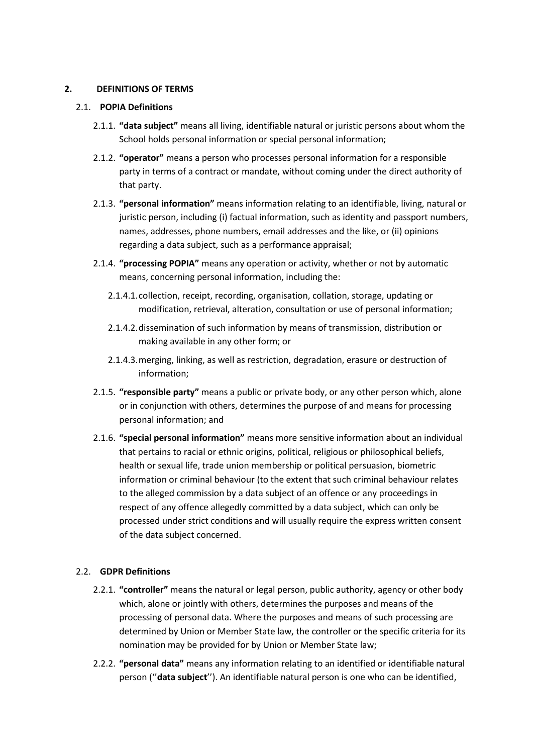## 2. DEFINITIONS OF TERMS

### 2.1. POPIA Definitions

2.1.1. **"data subject"** means all living, identifiable natural or juristic persons about whom the School holds personal information or special personal information;

2.1.2. **"operator"** means a person who processes personal information for a responsible party in terms of a contract or mandate, without coming under the direct authority of that party.

2.1.3. **"personal information"** means information relating to an identifiable, living, natural or juristic person, including (i) factual information, such as identity and passport numbers, names, addresses, phone numbers, email addresses and the like, or (ii) opinions regarding a data subject, such as a performance appraisal;

2.1.4. **"processing POPIA"** means any operation or activity, whether or not by automatic means, concerning personal information, including the:

2.1.4.1. collection, receipt, recording, organisation, collation, storage, updating or modification, retrieval, alteration, consultation or use of personal information;

2.1.4.2. dissemination of such information by means of transmission, distribution or making available in any other form; or

2.1.4.3. merging, linking, as well as restriction, degradation, erasure or destruction of information;

2.1.5. **"responsible party"** means a public or private body, or any other person which, alone or in conjunction with others, determines the purpose of and means for processing personal information; and

2.1.6. **"special personal information"** means more sensitive information about an individual that pertains to racial or ethnic origins, political, religious or philosophical beliefs, health or sexual life, trade union membership or political persuasion, biometric information or criminal behaviour (to the extent that such criminal behaviour relates to the alleged commission by a data subject of an offence or any proceedings in respect of any offence allegedly committed by a data subject, which can only be processed under strict conditions and will usually require the express written consent of the data subject concerned.

### 2.2. GDPR Definitions

2.2.1. **"controller"** means the natural or legal person, public authority, agency or other body which, alone or jointly with others, determines the purposes and means of the processing of personal data. Where the purposes and means of such processing are determined by Union or Member State law, the controller or the specific criteria for its nomination may be provided for by Union or Member State law;

2.2.2. **"personal data"** means any information relating to an identified or identifiable natural person (''**data subject**''). An identifiable natural person is one who can be identified,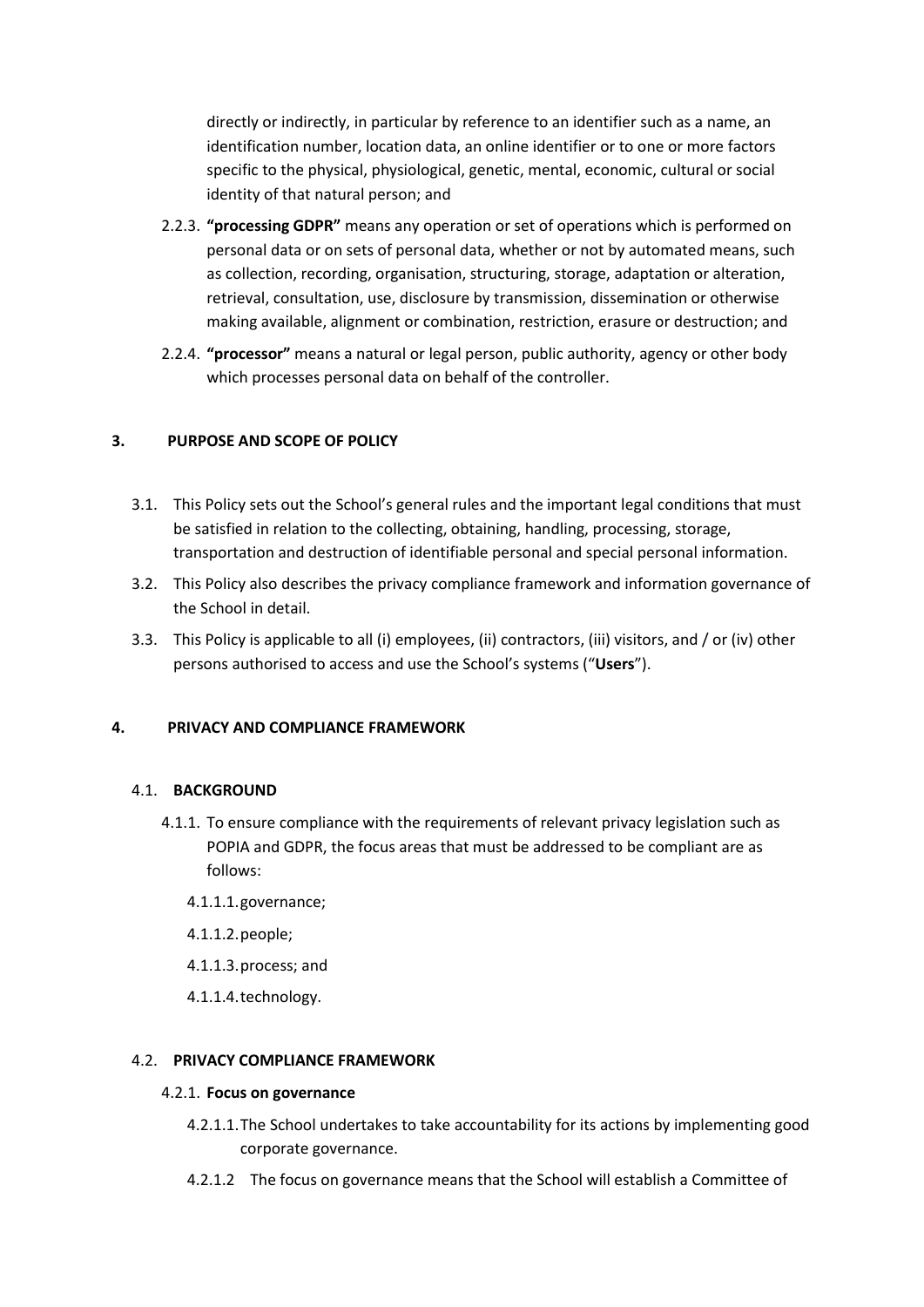directly or indirectly, in particular by reference to an identifier such as a name, an identification number, location data, an online identifier or to one or more factors specific to the physical, physiological, genetic, mental, economic, cultural or social identity of that natural person; and

2.2.3. **"processing GDPR"** means any operation or set of operations which is performed on personal data or on sets of personal data, whether or not by automated means, such as collection, recording, organisation, structuring, storage, adaptation or alteration, retrieval, consultation, use, disclosure by transmission, dissemination or otherwise making available, alignment or combination, restriction, erasure or destruction; and

2.2.4. **"processor"** means a natural or legal person, public authority, agency or other body which processes personal data on behalf of the controller.

## 3. PURPOSE AND SCOPE OF POLICY

3.1. This Policy sets out the School's general rules and the important legal conditions that must be satisfied in relation to the collecting, obtaining, handling, processing, storage, transportation and destruction of identifiable personal and special personal information.

3.2. This Policy also describes the privacy compliance framework and information governance of the School in detail.

3.3. This Policy is applicable to all (i) employees, (ii) contractors, (iii) visitors, and / or (iv) other persons authorised to access and use the School's systems ("**Users**").

## 4. PRIVACY AND COMPLIANCE FRAMEWORK

### 4.1. BACKGROUND

4.1.1. To ensure compliance with the requirements of relevant privacy legislation such as POPIA and GDPR, the focus areas that must be addressed to be compliant are as follows:

4.1.1.1. governance;

4.1.1.2. people;

4.1.1.3. process; and

4.1.1.4. technology.

### 4.2. PRIVACY COMPLIANCE FRAMEWORK

#### 4.2.1. Focus on governance

4.2.1.1. The School undertakes to take accountability for its actions by implementing good corporate governance.

4.2.1.2 The focus on governance means that the School will establish a Committee of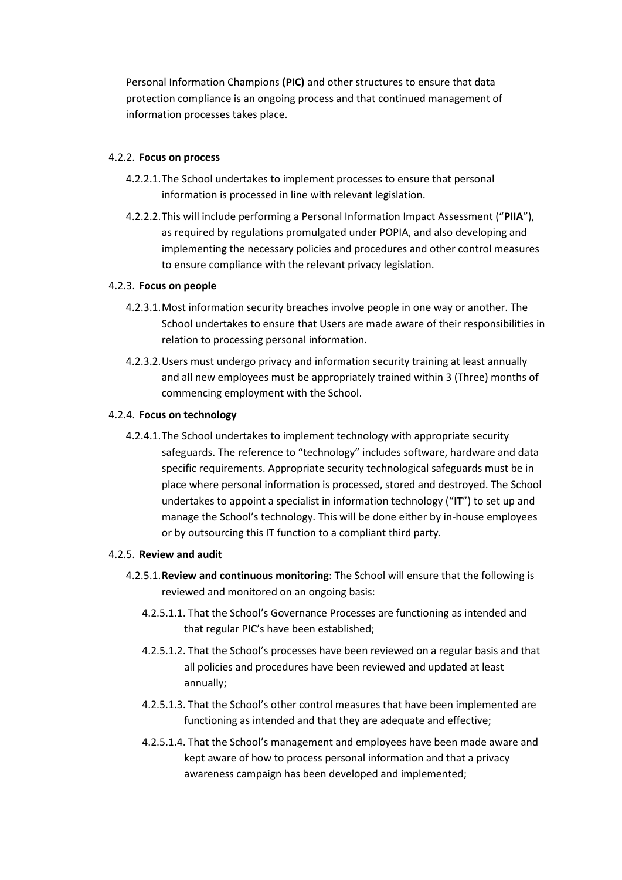Personal Information Champions **(PIC)** and other structures to ensure that data protection compliance is an ongoing process and that continued management of information processes takes place.

4.2.2. **Focus on process**

4.2.2.1. The School undertakes to implement processes to ensure that personal information is processed in line with relevant legislation.

4.2.2.2. This will include performing a Personal Information Impact Assessment ("**PIIA**"), as required by regulations promulgated under POPIA, and also developing and implementing the necessary policies and procedures and other control measures to ensure compliance with the relevant privacy legislation.

4.2.3. **Focus on people**

4.2.3.1. Most information security breaches involve people in one way or another. The School undertakes to ensure that Users are made aware of their responsibilities in relation to processing personal information.

4.2.3.2. Users must undergo privacy and information security training at least annually and all new employees must be appropriately trained within 3 (Three) months of commencing employment with the School.

4.2.4. **Focus on technology**

4.2.4.1. The School undertakes to implement technology with appropriate security safeguards. The reference to "technology" includes software, hardware and data specific requirements. Appropriate security technological safeguards must be in place where personal information is processed, stored and destroyed. The School undertakes to appoint a specialist in information technology ("**IT**") to set up and manage the School's technology. This will be done either by in-house employees or by outsourcing this IT function to a compliant third party.

4.2.5. **Review and audit**

4.2.5.1. **Review and continuous monitoring**: The School will ensure that the following is reviewed and monitored on an ongoing basis:

4.2.5.1.1. That the School's Governance Processes are functioning as intended and that regular PIC's have been established;

4.2.5.1.2. That the School's processes have been reviewed on a regular basis and that all policies and procedures have been reviewed and updated at least annually;

4.2.5.1.3. That the School's other control measures that have been implemented are functioning as intended and that they are adequate and effective;

4.2.5.1.4. That the School's management and employees have been made aware and kept aware of how to process personal information and that a privacy awareness campaign has been developed and implemented;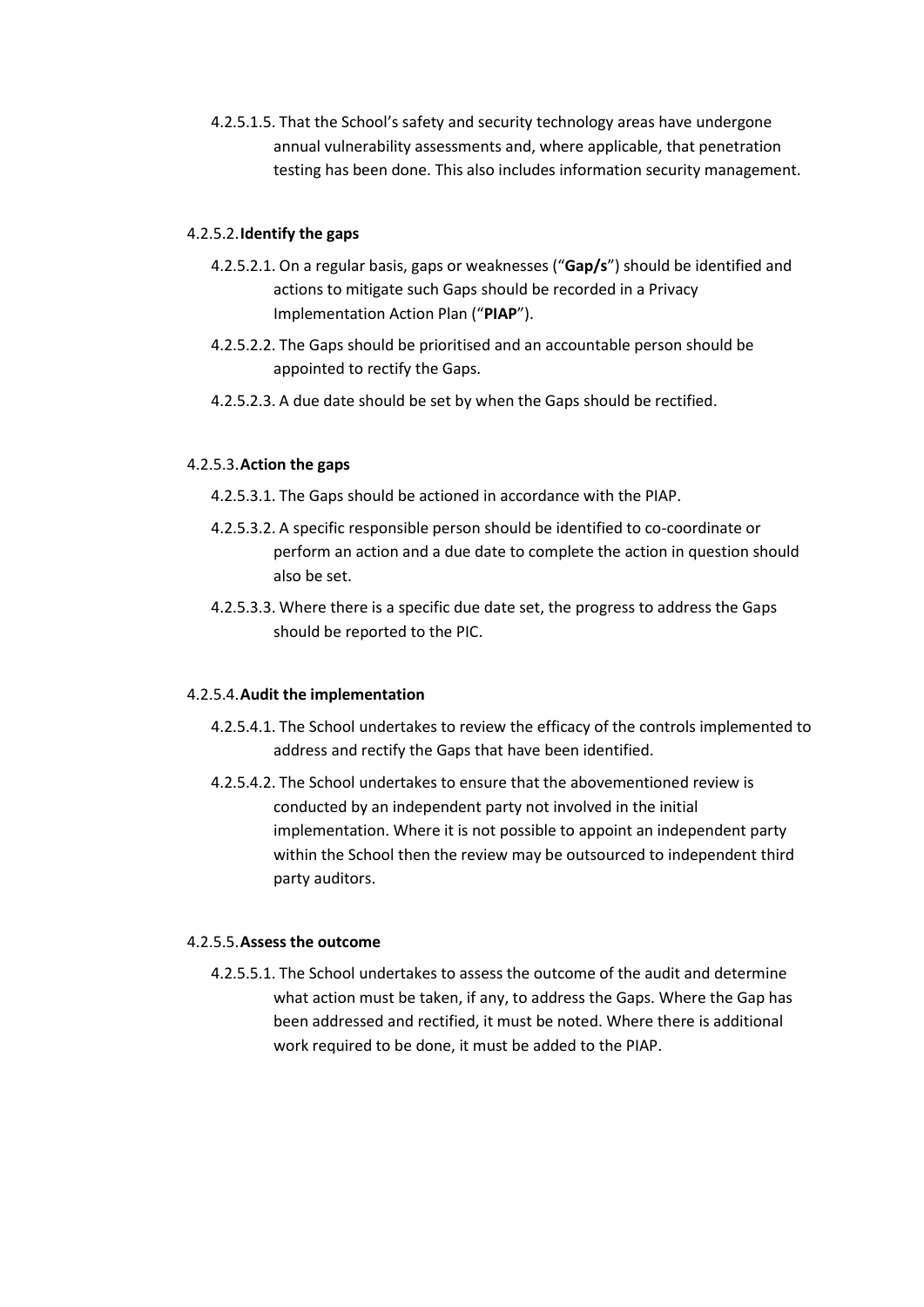4.2.5.1.5. That the School's safety and security technology areas have undergone annual vulnerability assessments and, where applicable, that penetration testing has been done. This also includes information security management.

4.2.5.2. **Identify the gaps**

4.2.5.2.1. On a regular basis, gaps or weaknesses ("**Gap/s**") should be identified and actions to mitigate such Gaps should be recorded in a Privacy Implementation Action Plan ("**PIAP**").

4.2.5.2.2. The Gaps should be prioritised and an accountable person should be appointed to rectify the Gaps.

4.2.5.2.3. A due date should be set by when the Gaps should be rectified.

4.2.5.3. **Action the gaps**

4.2.5.3.1. The Gaps should be actioned in accordance with the PIAP.

4.2.5.3.2. A specific responsible person should be identified to co-coordinate or perform an action and a due date to complete the action in question should also be set.

4.2.5.3.3. Where there is a specific due date set, the progress to address the Gaps should be reported to the PIC.

4.2.5.4. **Audit the implementation**

4.2.5.4.1. The School undertakes to review the efficacy of the controls implemented to address and rectify the Gaps that have been identified.

4.2.5.4.2. The School undertakes to ensure that the abovementioned review is conducted by an independent party not involved in the initial implementation. Where it is not possible to appoint an independent party within the School then the review may be outsourced to independent third party auditors.

4.2.5.5. **Assess the outcome**

4.2.5.5.1. The School undertakes to assess the outcome of the audit and determine what action must be taken, if any, to address the Gaps. Where the Gap has been addressed and rectified, it must be noted. Where there is additional work required to be done, it must be added to the PIAP.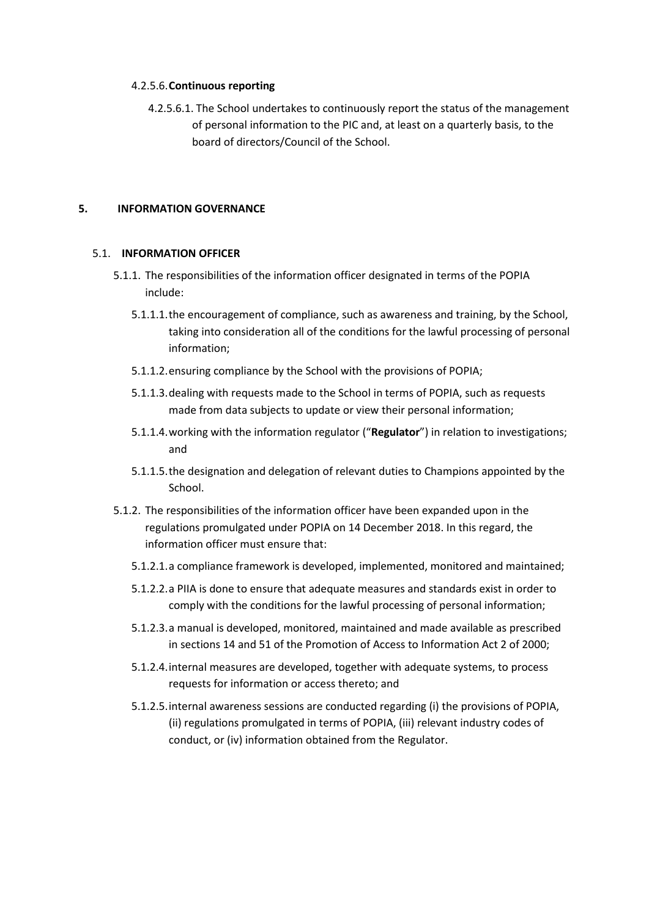4.2.5.6. **Continuous reporting**

4.2.5.6.1. The School undertakes to continuously report the status of the management of personal information to the PIC and, at least on a quarterly basis, to the board of directors/Council of the School.

## 5. INFORMATION GOVERNANCE

### 5.1. INFORMATION OFFICER

5.1.1. The responsibilities of the information officer designated in terms of the POPIA include:

5.1.1.1. the encouragement of compliance, such as awareness and training, by the School, taking into consideration all of the conditions for the lawful processing of personal information;

5.1.1.2. ensuring compliance by the School with the provisions of POPIA;

5.1.1.3. dealing with requests made to the School in terms of POPIA, such as requests made from data subjects to update or view their personal information;

5.1.1.4. working with the information regulator ("**Regulator**") in relation to investigations; and

5.1.1.5. the designation and delegation of relevant duties to Champions appointed by the School.

5.1.2. The responsibilities of the information officer have been expanded upon in the regulations promulgated under POPIA on 14 December 2018. In this regard, the information officer must ensure that:

5.1.2.1. a compliance framework is developed, implemented, monitored and maintained;

5.1.2.2. a PIIA is done to ensure that adequate measures and standards exist in order to comply with the conditions for the lawful processing of personal information;

5.1.2.3. a manual is developed, monitored, maintained and made available as prescribed in sections 14 and 51 of the Promotion of Access to Information Act 2 of 2000;

5.1.2.4. internal measures are developed, together with adequate systems, to process requests for information or access thereto; and

5.1.2.5. internal awareness sessions are conducted regarding (i) the provisions of POPIA, (ii) regulations promulgated in terms of POPIA, (iii) relevant industry codes of conduct, or (iv) information obtained from the Regulator.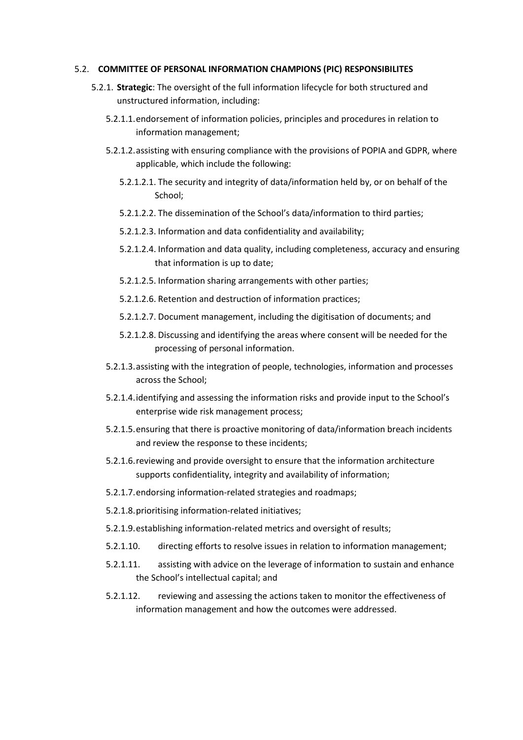5.2. **COMMITTEE OF PERSONAL INFORMATION CHAMPIONS (PIC) RESPONSIBILITES**

5.2.1. **Strategic**: The oversight of the full information lifecycle for both structured and unstructured information, including:

5.2.1.1. endorsement of information policies, principles and procedures in relation to information management;

5.2.1.2. assisting with ensuring compliance with the provisions of POPIA and GDPR, where applicable, which include the following:

5.2.1.2.1. The security and integrity of data/information held by, or on behalf of the School;

5.2.1.2.2. The dissemination of the School's data/information to third parties;

5.2.1.2.3. Information and data confidentiality and availability;

5.2.1.2.4. Information and data quality, including completeness, accuracy and ensuring that information is up to date;

5.2.1.2.5. Information sharing arrangements with other parties;

5.2.1.2.6. Retention and destruction of information practices;

5.2.1.2.7. Document management, including the digitisation of documents; and

5.2.1.2.8. Discussing and identifying the areas where consent will be needed for the processing of personal information.

5.2.1.3. assisting with the integration of people, technologies, information and processes across the School;

5.2.1.4. identifying and assessing the information risks and provide input to the School's enterprise wide risk management process;

5.2.1.5. ensuring that there is proactive monitoring of data/information breach incidents and review the response to these incidents;

5.2.1.6. reviewing and provide oversight to ensure that the information architecture supports confidentiality, integrity and availability of information;

5.2.1.7. endorsing information-related strategies and roadmaps;

5.2.1.8. prioritising information-related initiatives;

5.2.1.9. establishing information-related metrics and oversight of results;

5.2.1.10. directing efforts to resolve issues in relation to information management;

5.2.1.11. assisting with advice on the leverage of information to sustain and enhance the School's intellectual capital; and

5.2.1.12. reviewing and assessing the actions taken to monitor the effectiveness of information management and how the outcomes were addressed.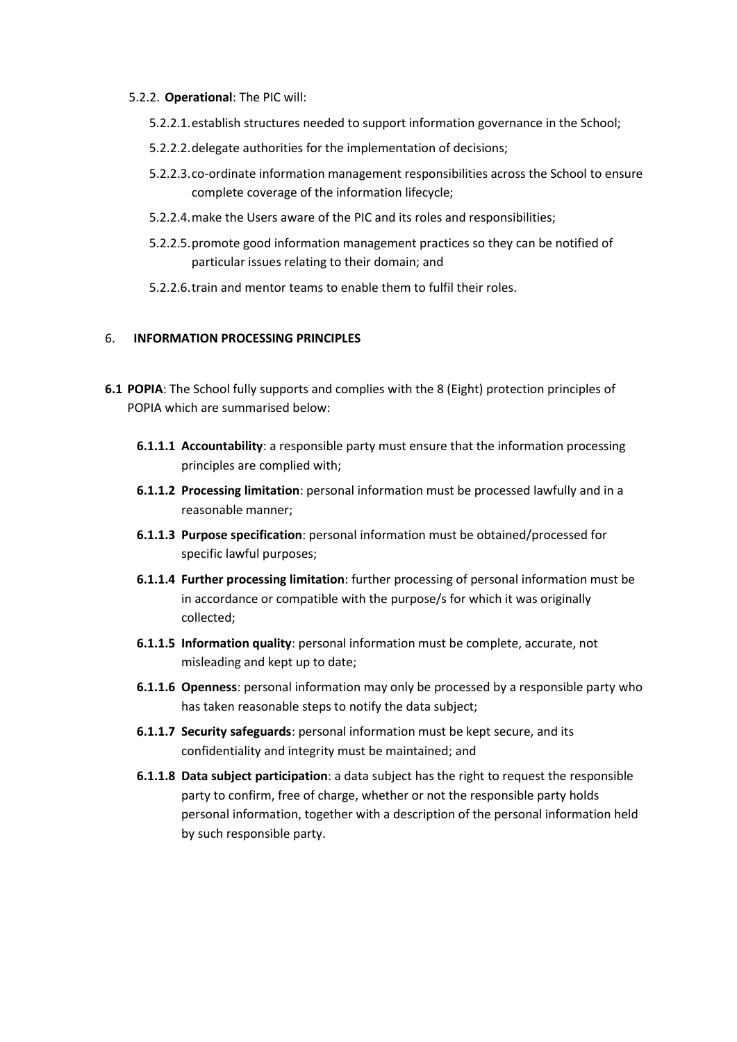5.2.2. **Operational**: The PIC will:

5.2.2.1. establish structures needed to support information governance in the School;

5.2.2.2. delegate authorities for the implementation of decisions;

5.2.2.3. co-ordinate information management responsibilities across the School to ensure complete coverage of the information lifecycle;

5.2.2.4. make the Users aware of the PIC and its roles and responsibilities;

5.2.2.5. promote good information management practices so they can be notified of particular issues relating to their domain; and

5.2.2.6. train and mentor teams to enable them to fulfil their roles.

## 6. **INFORMATION PROCESSING PRINCIPLES**

**6.1 POPIA**: The School fully supports and complies with the 8 (Eight) protection principles of POPIA which are summarised below:

**6.1.1.1 Accountability**: a responsible party must ensure that the information processing principles are complied with;

**6.1.1.2 Processing limitation**: personal information must be processed lawfully and in a reasonable manner;

**6.1.1.3 Purpose specification**: personal information must be obtained/processed for specific lawful purposes;

**6.1.1.4 Further processing limitation**: further processing of personal information must be in accordance or compatible with the purpose/s for which it was originally collected;

**6.1.1.5 Information quality**: personal information must be complete, accurate, not misleading and kept up to date;

**6.1.1.6 Openness**: personal information may only be processed by a responsible party who has taken reasonable steps to notify the data subject;

**6.1.1.7 Security safeguards**: personal information must be kept secure, and its confidentiality and integrity must be maintained; and

**6.1.1.8 Data subject participation**: a data subject has the right to request the responsible party to confirm, free of charge, whether or not the responsible party holds personal information, together with a description of the personal information held by such responsible party.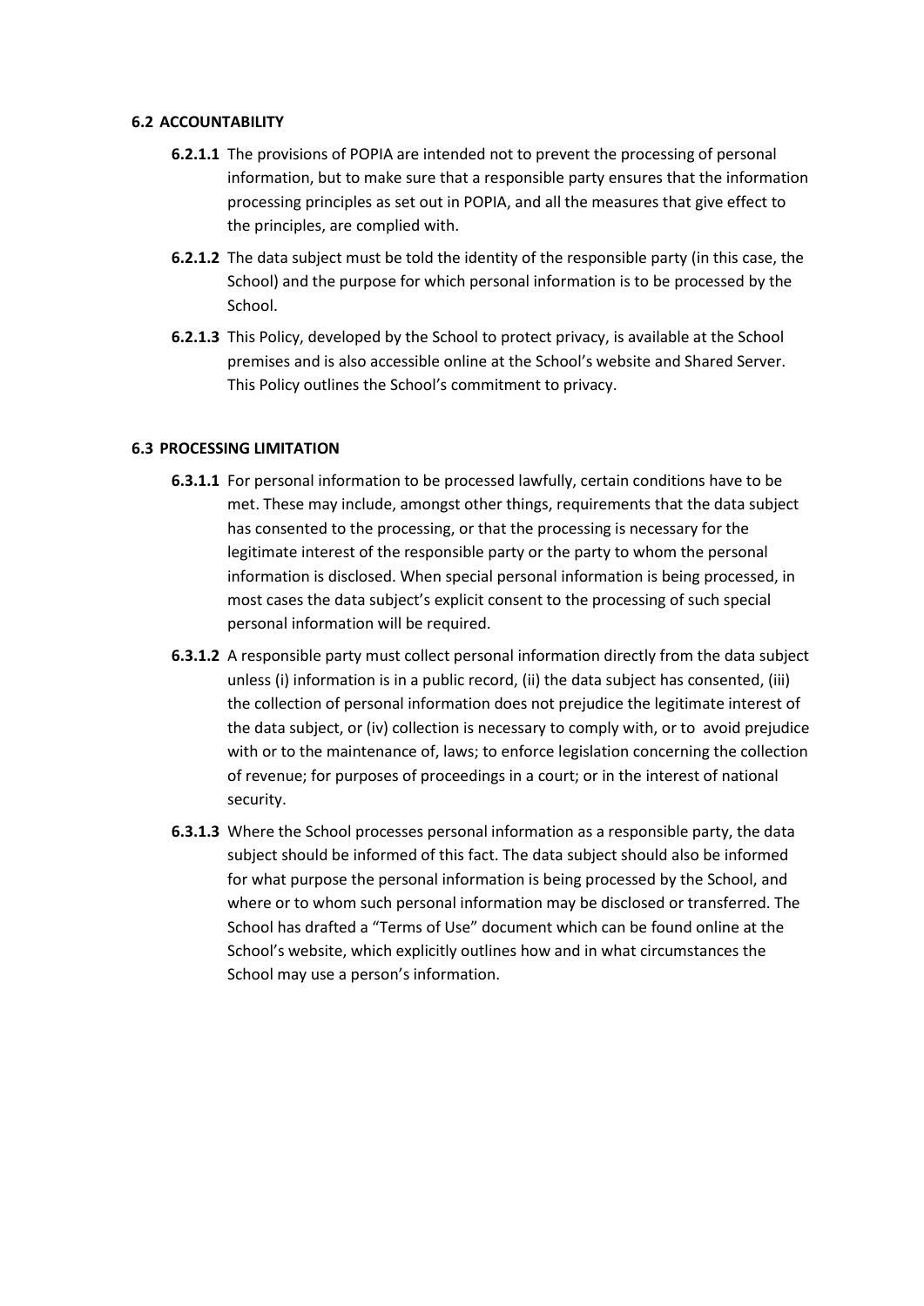### 6.2 ACCOUNTABILITY

**6.2.1.1** The provisions of POPIA are intended not to prevent the processing of personal information, but to make sure that a responsible party ensures that the information processing principles as set out in POPIA, and all the measures that give effect to the principles, are complied with.

**6.2.1.2** The data subject must be told the identity of the responsible party (in this case, the School) and the purpose for which personal information is to be processed by the School.

**6.2.1.3** This Policy, developed by the School to protect privacy, is available at the School premises and is also accessible online at the School's website and Shared Server. This Policy outlines the School's commitment to privacy.

### 6.3 PROCESSING LIMITATION

**6.3.1.1** For personal information to be processed lawfully, certain conditions have to be met. These may include, amongst other things, requirements that the data subject has consented to the processing, or that the processing is necessary for the legitimate interest of the responsible party or the party to whom the personal information is disclosed. When special personal information is being processed, in most cases the data subject's explicit consent to the processing of such special personal information will be required.

**6.3.1.2** A responsible party must collect personal information directly from the data subject unless (i) information is in a public record, (ii) the data subject has consented, (iii) the collection of personal information does not prejudice the legitimate interest of the data subject, or (iv) collection is necessary to comply with, or to avoid prejudice with or to the maintenance of, laws; to enforce legislation concerning the collection of revenue; for purposes of proceedings in a court; or in the interest of national security.

**6.3.1.3** Where the School processes personal information as a responsible party, the data subject should be informed of this fact. The data subject should also be informed for what purpose the personal information is being processed by the School, and where or to whom such personal information may be disclosed or transferred. The School has drafted a "Terms of Use" document which can be found online at the School's website, which explicitly outlines how and in what circumstances the School may use a person's information.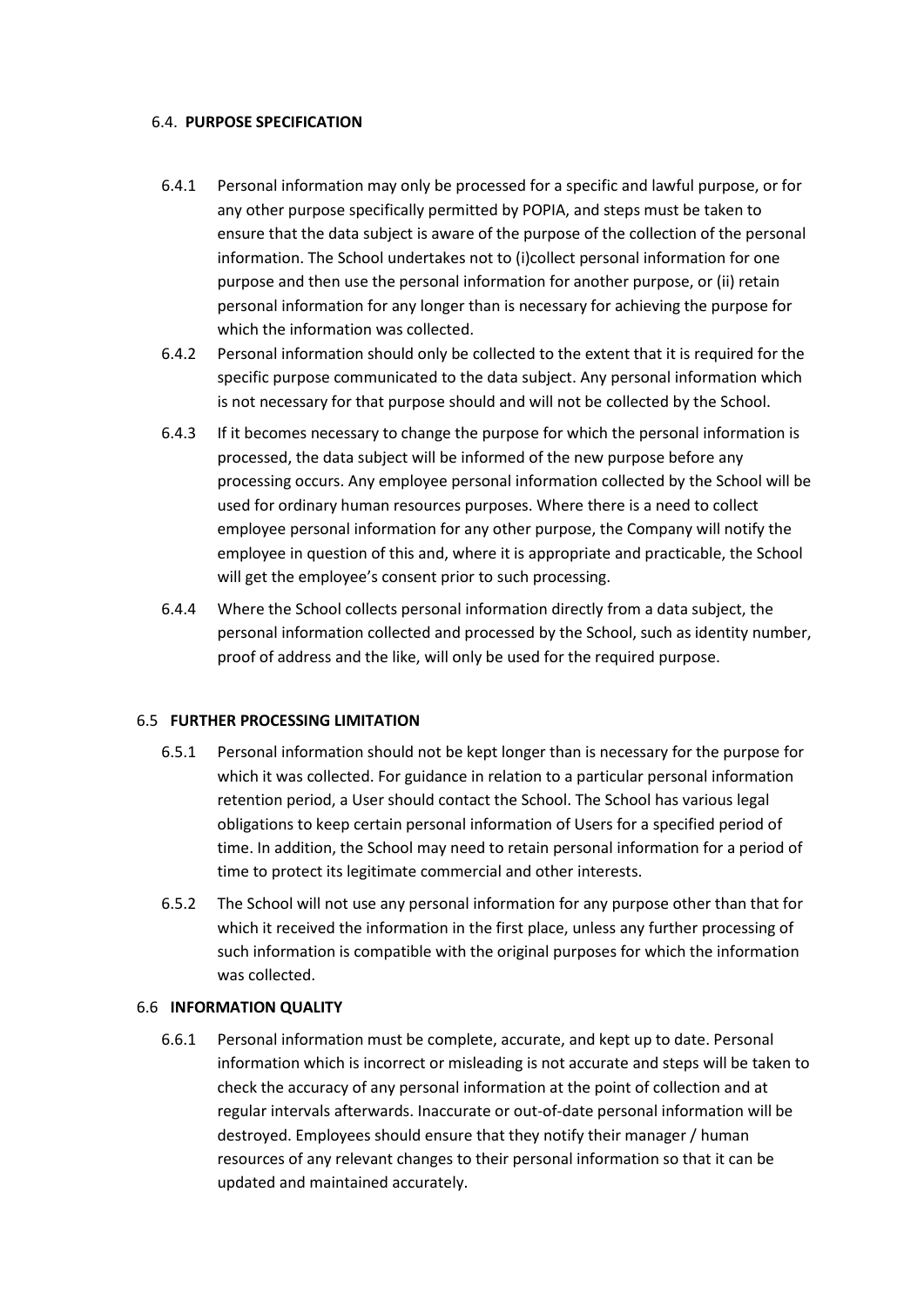### 6.4. PURPOSE SPECIFICATION

6.4.1 Personal information may only be processed for a specific and lawful purpose, or for any other purpose specifically permitted by POPIA, and steps must be taken to ensure that the data subject is aware of the purpose of the collection of the personal information. The School undertakes not to (i)collect personal information for one purpose and then use the personal information for another purpose, or (ii) retain personal information for any longer than is necessary for achieving the purpose for which the information was collected.

6.4.2 Personal information should only be collected to the extent that it is required for the specific purpose communicated to the data subject. Any personal information which is not necessary for that purpose should and will not be collected by the School.

6.4.3 If it becomes necessary to change the purpose for which the personal information is processed, the data subject will be informed of the new purpose before any processing occurs. Any employee personal information collected by the School will be used for ordinary human resources purposes. Where there is a need to collect employee personal information for any other purpose, the Company will notify the employee in question of this and, where it is appropriate and practicable, the School will get the employee's consent prior to such processing.

6.4.4 Where the School collects personal information directly from a data subject, the personal information collected and processed by the School, such as identity number, proof of address and the like, will only be used for the required purpose.

### 6.5 FURTHER PROCESSING LIMITATION

6.5.1 Personal information should not be kept longer than is necessary for the purpose for which it was collected. For guidance in relation to a particular personal information retention period, a User should contact the School. The School has various legal obligations to keep certain personal information of Users for a specified period of time. In addition, the School may need to retain personal information for a period of time to protect its legitimate commercial and other interests.

6.5.2 The School will not use any personal information for any purpose other than that for which it received the information in the first place, unless any further processing of such information is compatible with the original purposes for which the information was collected.

### 6.6 INFORMATION QUALITY

6.6.1 Personal information must be complete, accurate, and kept up to date. Personal information which is incorrect or misleading is not accurate and steps will be taken to check the accuracy of any personal information at the point of collection and at regular intervals afterwards. Inaccurate or out-of-date personal information will be destroyed. Employees should ensure that they notify their manager / human resources of any relevant changes to their personal information so that it can be updated and maintained accurately.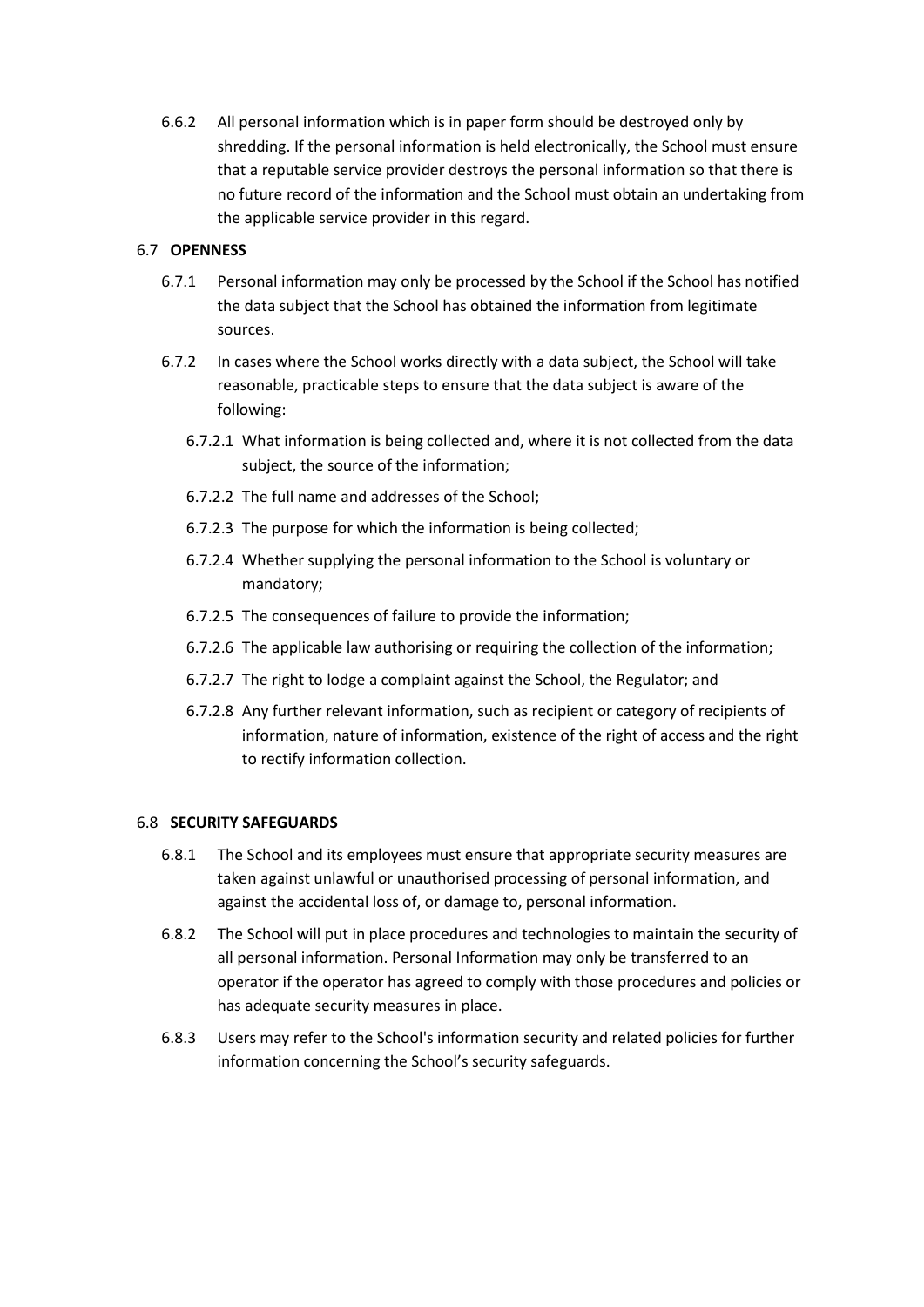6.6.2 All personal information which is in paper form should be destroyed only by shredding. If the personal information is held electronically, the School must ensure that a reputable service provider destroys the personal information so that there is no future record of the information and the School must obtain an undertaking from the applicable service provider in this regard.

### 6.7 **OPENNESS**

6.7.1 Personal information may only be processed by the School if the School has notified the data subject that the School has obtained the information from legitimate sources.

6.7.2 In cases where the School works directly with a data subject, the School will take reasonable, practicable steps to ensure that the data subject is aware of the following:

- 6.7.2.1 What information is being collected and, where it is not collected from the data subject, the source of the information;
- 6.7.2.2 The full name and addresses of the School;
- 6.7.2.3 The purpose for which the information is being collected;
- 6.7.2.4 Whether supplying the personal information to the School is voluntary or mandatory;
- 6.7.2.5 The consequences of failure to provide the information;
- 6.7.2.6 The applicable law authorising or requiring the collection of the information;
- 6.7.2.7 The right to lodge a complaint against the School, the Regulator; and
- 6.7.2.8 Any further relevant information, such as recipient or category of recipients of information, nature of information, existence of the right of access and the right to rectify information collection.

### 6.8 **SECURITY SAFEGUARDS**

6.8.1 The School and its employees must ensure that appropriate security measures are taken against unlawful or unauthorised processing of personal information, and against the accidental loss of, or damage to, personal information.

6.8.2 The School will put in place procedures and technologies to maintain the security of all personal information. Personal Information may only be transferred to an operator if the operator has agreed to comply with those procedures and policies or has adequate security measures in place.

6.8.3 Users may refer to the School's information security and related policies for further information concerning the School's security safeguards.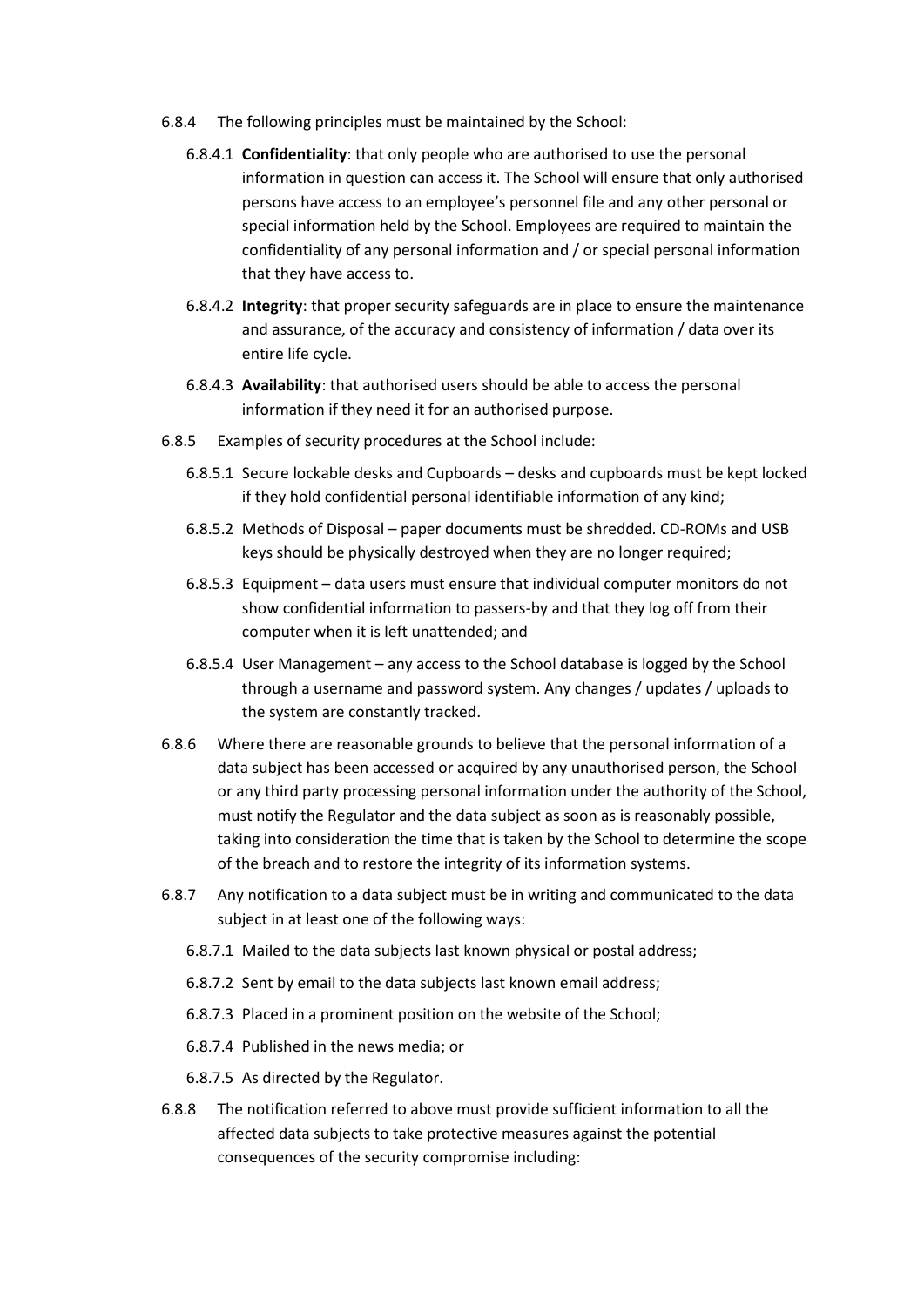6.8.4 The following principles must be maintained by the School:

6.8.4.1 **Confidentiality**: that only people who are authorised to use the personal information in question can access it. The School will ensure that only authorised persons have access to an employee's personnel file and any other personal or special information held by the School. Employees are required to maintain the confidentiality of any personal information and / or special personal information that they have access to.

6.8.4.2 **Integrity**: that proper security safeguards are in place to ensure the maintenance and assurance, of the accuracy and consistency of information / data over its entire life cycle.

6.8.4.3 **Availability**: that authorised users should be able to access the personal information if they need it for an authorised purpose.

6.8.5 Examples of security procedures at the School include:

6.8.5.1 Secure lockable desks and Cupboards – desks and cupboards must be kept locked if they hold confidential personal identifiable information of any kind;

6.8.5.2 Methods of Disposal – paper documents must be shredded. CD-ROMs and USB keys should be physically destroyed when they are no longer required;

6.8.5.3 Equipment – data users must ensure that individual computer monitors do not show confidential information to passers-by and that they log off from their computer when it is left unattended; and

6.8.5.4 User Management – any access to the School database is logged by the School through a username and password system. Any changes / updates / uploads to the system are constantly tracked.

6.8.6 Where there are reasonable grounds to believe that the personal information of a data subject has been accessed or acquired by any unauthorised person, the School or any third party processing personal information under the authority of the School, must notify the Regulator and the data subject as soon as is reasonably possible, taking into consideration the time that is taken by the School to determine the scope of the breach and to restore the integrity of its information systems.

6.8.7 Any notification to a data subject must be in writing and communicated to the data subject in at least one of the following ways:

6.8.7.1 Mailed to the data subjects last known physical or postal address;

6.8.7.2 Sent by email to the data subjects last known email address;

6.8.7.3 Placed in a prominent position on the website of the School;

6.8.7.4 Published in the news media; or

6.8.7.5 As directed by the Regulator.

6.8.8 The notification referred to above must provide sufficient information to all the affected data subjects to take protective measures against the potential consequences of the security compromise including: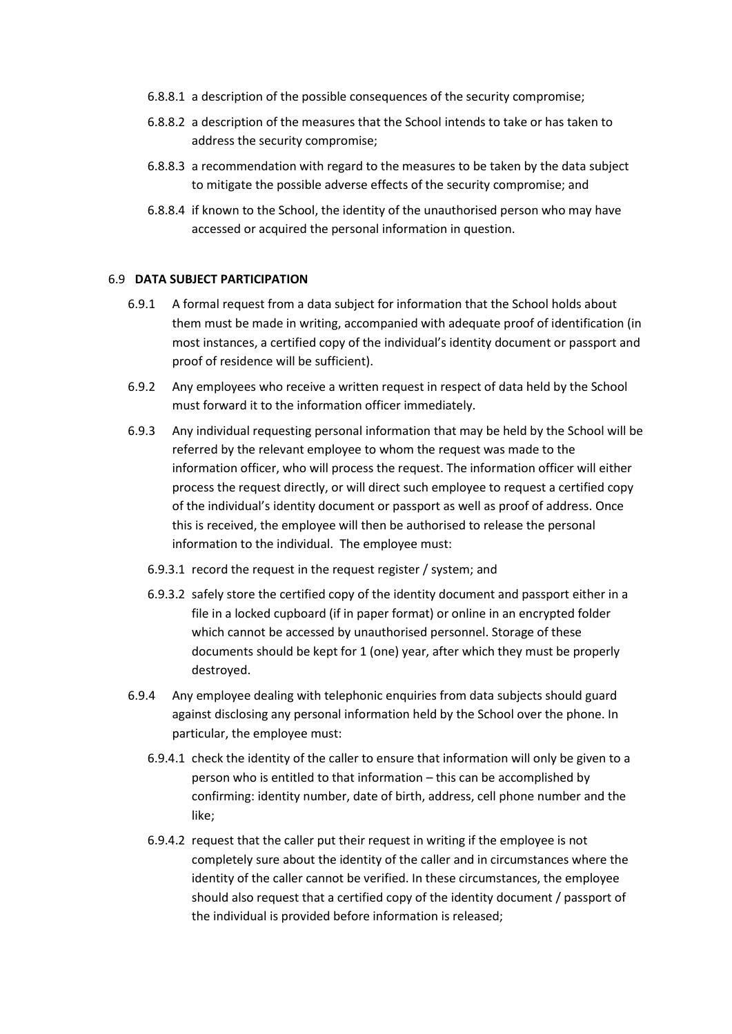6.8.8.1 a description of the possible consequences of the security compromise;

6.8.8.2 a description of the measures that the School intends to take or has taken to address the security compromise;

6.8.8.3 a recommendation with regard to the measures to be taken by the data subject to mitigate the possible adverse effects of the security compromise; and

6.8.8.4 if known to the School, the identity of the unauthorised person who may have accessed or acquired the personal information in question.

### 6.9 **DATA SUBJECT PARTICIPATION**

6.9.1 A formal request from a data subject for information that the School holds about them must be made in writing, accompanied with adequate proof of identification (in most instances, a certified copy of the individual's identity document or passport and proof of residence will be sufficient).

6.9.2 Any employees who receive a written request in respect of data held by the School must forward it to the information officer immediately.

6.9.3 Any individual requesting personal information that may be held by the School will be referred by the relevant employee to whom the request was made to the information officer, who will process the request. The information officer will either process the request directly, or will direct such employee to request a certified copy of the individual's identity document or passport as well as proof of address. Once this is received, the employee will then be authorised to release the personal information to the individual. The employee must:

6.9.3.1 record the request in the request register / system; and

6.9.3.2 safely store the certified copy of the identity document and passport either in a file in a locked cupboard (if in paper format) or online in an encrypted folder which cannot be accessed by unauthorised personnel. Storage of these documents should be kept for 1 (one) year, after which they must be properly destroyed.

6.9.4 Any employee dealing with telephonic enquiries from data subjects should guard against disclosing any personal information held by the School over the phone. In particular, the employee must:

6.9.4.1 check the identity of the caller to ensure that information will only be given to a person who is entitled to that information – this can be accomplished by confirming: identity number, date of birth, address, cell phone number and the like;

6.9.4.2 request that the caller put their request in writing if the employee is not completely sure about the identity of the caller and in circumstances where the identity of the caller cannot be verified. In these circumstances, the employee should also request that a certified copy of the identity document / passport of the individual is provided before information is released;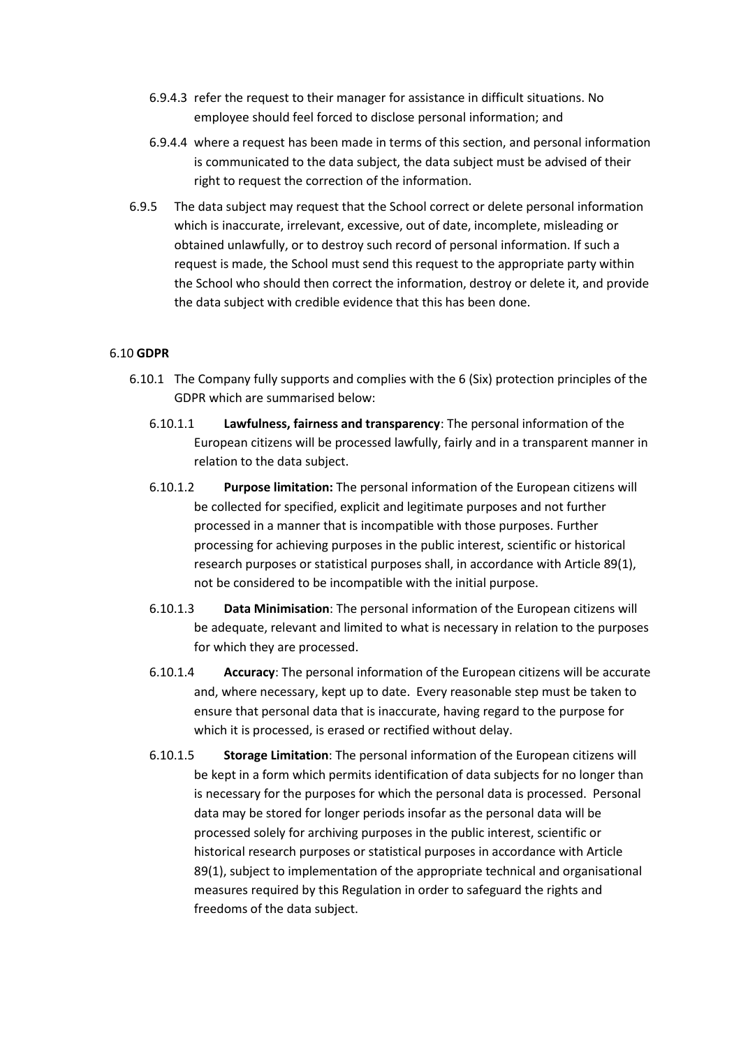6.9.4.3 refer the request to their manager for assistance in difficult situations. No employee should feel forced to disclose personal information; and

6.9.4.4 where a request has been made in terms of this section, and personal information is communicated to the data subject, the data subject must be advised of their right to request the correction of the information.

6.9.5 The data subject may request that the School correct or delete personal information which is inaccurate, irrelevant, excessive, out of date, incomplete, misleading or obtained unlawfully, or to destroy such record of personal information. If such a request is made, the School must send this request to the appropriate party within the School who should then correct the information, destroy or delete it, and provide the data subject with credible evidence that this has been done.

6.10 **GDPR**

6.10.1 The Company fully supports and complies with the 6 (Six) protection principles of the GDPR which are summarised below:

6.10.1.1 **Lawfulness, fairness and transparency**: The personal information of the European citizens will be processed lawfully, fairly and in a transparent manner in relation to the data subject.

6.10.1.2 **Purpose limitation:** The personal information of the European citizens will be collected for specified, explicit and legitimate purposes and not further processed in a manner that is incompatible with those purposes. Further processing for achieving purposes in the public interest, scientific or historical research purposes or statistical purposes shall, in accordance with Article 89(1), not be considered to be incompatible with the initial purpose.

6.10.1.3 **Data Minimisation**: The personal information of the European citizens will be adequate, relevant and limited to what is necessary in relation to the purposes for which they are processed.

6.10.1.4 **Accuracy**: The personal information of the European citizens will be accurate and, where necessary, kept up to date. Every reasonable step must be taken to ensure that personal data that is inaccurate, having regard to the purpose for which it is processed, is erased or rectified without delay.

6.10.1.5 **Storage Limitation**: The personal information of the European citizens will be kept in a form which permits identification of data subjects for no longer than is necessary for the purposes for which the personal data is processed. Personal data may be stored for longer periods insofar as the personal data will be processed solely for archiving purposes in the public interest, scientific or historical research purposes or statistical purposes in accordance with Article 89(1), subject to implementation of the appropriate technical and organisational measures required by this Regulation in order to safeguard the rights and freedoms of the data subject.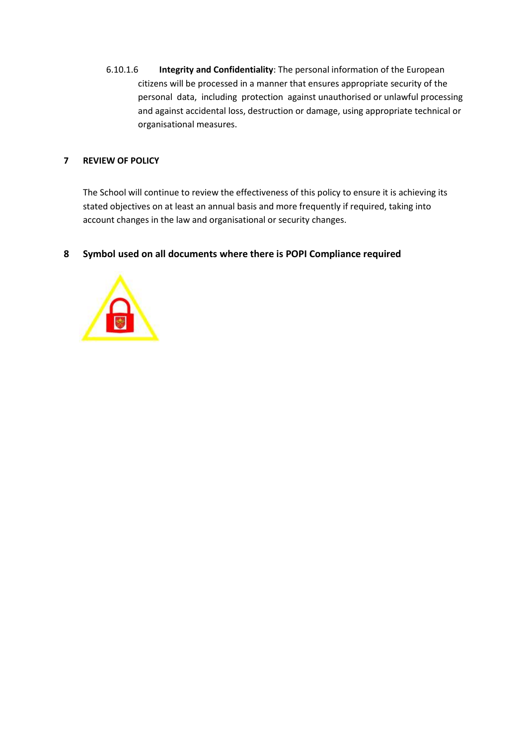6.10.1.6 **Integrity and Confidentiality**: The personal information of the European citizens will be processed in a manner that ensures appropriate security of the personal data, including protection against unauthorised or unlawful processing and against accidental loss, destruction or damage, using appropriate technical or organisational measures.

## 7 REVIEW OF POLICY

The School will continue to review the effectiveness of this policy to ensure it is achieving its stated objectives on at least an annual basis and more frequently if required, taking into account changes in the law and organisational or security changes.

## 8 Symbol used on all documents where there is POPI Compliance required